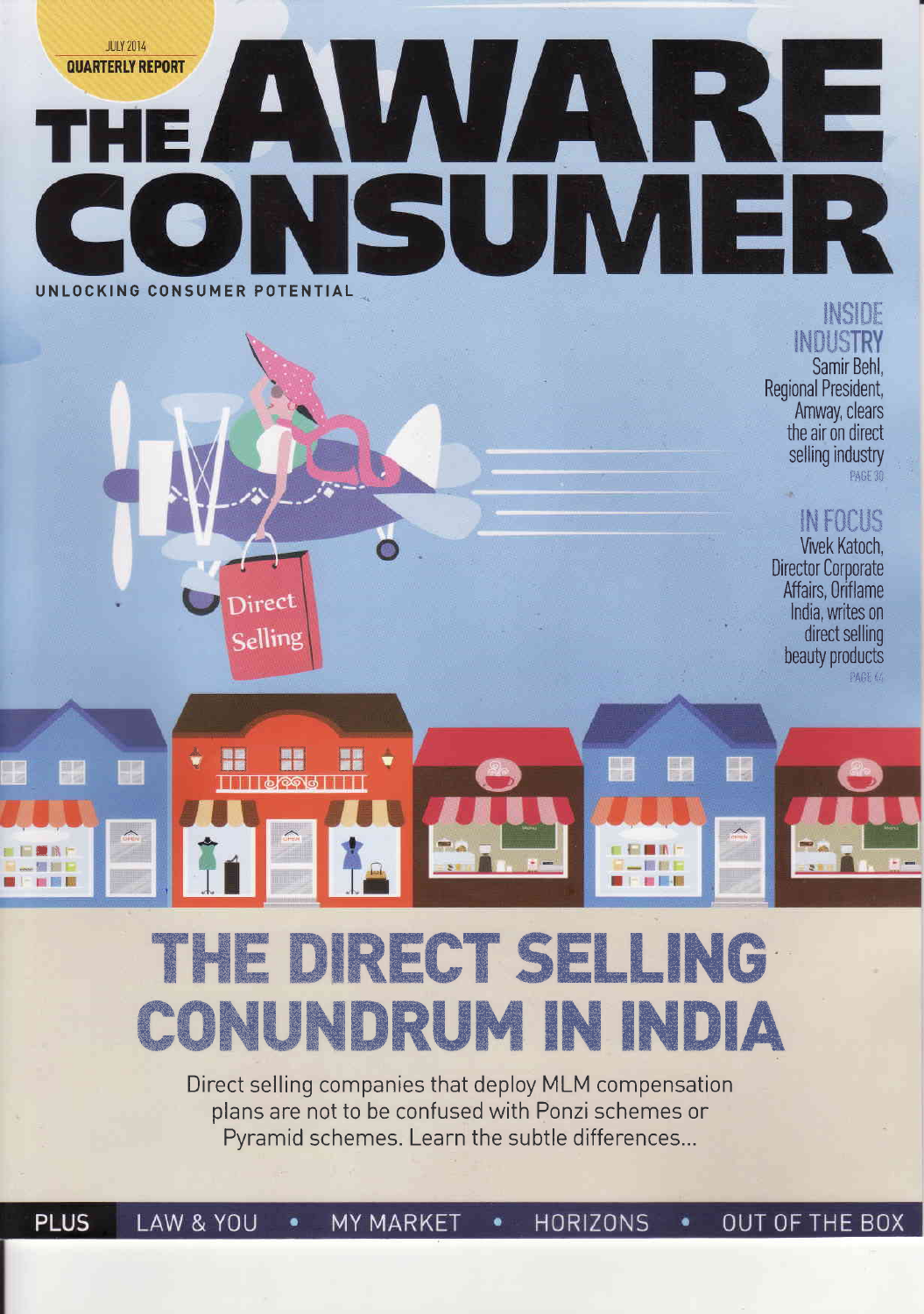JULY 2014
**QUARTERLY REPORT**

# THE AWARE CONSUMER

UNLOCKING CONSUMER POTENTIAL

## INSIDE INDUSTRY

Samir Behl, Regional President, Amway, clears the air on direct selling industry

PAGE 30

## IN FOCUS

Vivek Katoch, Director Corporate Affairs, Oriflame India, writes on direct selling beauty products

PAGE 44

Direct Selling

# THE DIRECT SELLING CONUNDRUM IN INDIA

Direct selling companies that deploy MLM compensation plans are not to be confused with Ponzi schemes or Pyramid schemes. Learn the subtle differences...

**PLUS** LAW & YOU • MY MARKET • HORIZONS • OUT OF THE BOX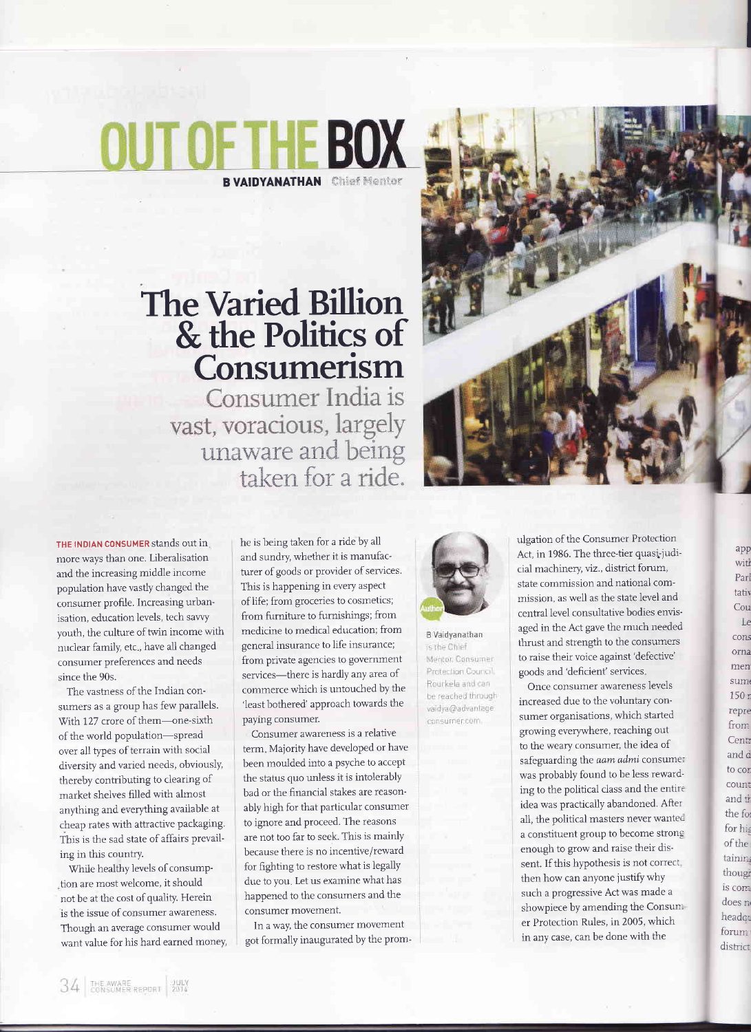# OUT OF THE BOX

**B VAIDYANATHAN** Chief Mentor

## The Varied Billion & the Politics of Consumerism

### Consumer India is vast, voracious, largely unaware and being taken for a ride.

**THE INDIAN CONSUMER** stands out in more ways than one. Liberalisation and the increasing middle income population have vastly changed the consumer profile. Increasing urbanisation, education levels, tech savvy youth, the culture of twin income with nuclear family, etc., have all changed consumer preferences and needs since the 90s.

The vastness of the Indian consumers as a group has few parallels. With 127 crore of them—one-sixth of the world population—spread over all types of terrain with social diversity and varied needs, obviously, thereby contributing to clearing of market shelves filled with almost anything and everything available at cheap rates with attractive packaging. This is the sad state of affairs prevailing in this country.

While healthy levels of consumption are most welcome, it should not be at the cost of quality. Herein is the issue of consumer awareness. Though an average consumer would want value for his hard earned money, he is being taken for a ride by all and sundry, whether it is manufacturer of goods or provider of services. This is happening in every aspect of life; from groceries to cosmetics; from furniture to furnishings; from medicine to medical education; from general insurance to life insurance; from private agencies to government services—there is hardly any area of commerce which is untouched by the 'least bothered' approach towards the paying consumer.

Consumer awareness is a relative term. Majority have developed or have been moulded into a psyche to accept the status quo unless it is intolerably bad or the financial stakes are reasonably high for that particular consumer to ignore and proceed. The reasons are not too far to seek. This is mainly because there is no incentive/reward for fighting to restore what is legally due to you. Let us examine what has happened to the consumers and the consumer movement.

In a way, the consumer movement got formally inaugurated by the promulgation of the Consumer Protection Act, in 1986. The three-tier quasi-judicial machinery, viz., district forum, state commission and national commission, as well as the state level and central level consultative bodies envisaged in the Act gave the much needed thrust and strength to the consumers to raise their voice against 'defective' goods and 'deficient' services.

Once consumer awareness levels increased due to the voluntary consumer organisations, which started growing everywhere, reaching out to the weary consumer, the idea of safeguarding the *aam admi* consumer was probably found to be less rewarding to the political class and the entire idea was practically abandoned. After all, the political masters never wanted a constituent group to become strong enough to grow and raise their dissent. If this hypothesis is not correct, then how can anyone justify why such a progressive Act was made a showpiece by amending the Consumer Protection Rules, in 2005, which in any case, can be done with the

**Author**

B Vaidyanathan is the Chief Mentor, Consumer Protection Council, Rourkela and can be reached through vaidya@advantage consumer.com.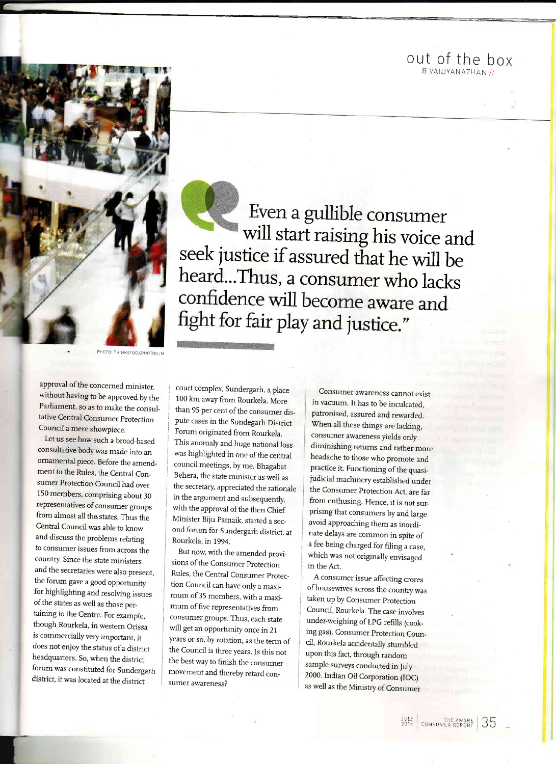> Even a gullible consumer will start raising his voice and seek justice if assured that he will be heard...Thus, a consumer who lacks confidence will become aware and fight for fair play and justice."

PHOTO: THINKSTOCKPHOTOS.IN

approval of the concerned minister, without having to be approved by the Parliament, so as to make the consultative Central Consumer Protection Council a mere showpiece.

Let us see how such a broad-based consultative body was made into an ornamental piece. Before the amendment to the Rules, the Central Consumer Protection Council had over 150 members, comprising about 30 representatives of consumer groups from almost all the states. Thus the Central Council was able to know and discuss the problems relating to consumer issues from across the country. Since the state ministers and the secretaries were also present, the forum gave a good opportunity for highlighting and resolving issues of the states as well as those pertaining to the Centre. For example, though Rourkela, in western Orissa is commercially very important, it does not enjoy the status of a district headquarters. So, when the district forum was constituted for Sundergarh district, it was located at the district court complex, Sundergarh, a place 100 km away from Rourkela. More than 95 per cent of the consumer dispute cases in the Sundegarh District Forum originated from Rourkela. This anomaly and huge national loss was highlighted in one of the central council meetings, by me. Bhagabat Behera, the state minister as well as the secretary, appreciated the rationale in the argument and subsequently, with the approval of the then Chief Minister Biju Patnaik, started a second forum for Sundergarh district, at Rourkela, in 1994.

But now, with the amended provisions of the Consumer Protection Rules, the Central Consumer Protection Council can have only a maximum of 35 members, with a maximum of five representatives from consumer groups. Thus, each state will get an opportunity once in 21 years or so, by rotation, as the term of the Council is three years. Is this not the best way to finish the consumer movement and thereby retard consumer awareness?

Consumer awareness cannot exist in vacuum. It has to be inculcated, patronised, assured and rewarded. When all these things are lacking, consumer awareness yields only diminishing returns and rather more headache to those who promote and practice it. Functioning of the quasi-judicial machinery established under the Consumer Protection Act, are far from enthusing. Hence, it is not surprising that consumers by and large avoid approaching them as inordinate delays are common in spite of a fee being charged for filing a case, which was not originally envisaged in the Act.

A consumer issue affecting crores of housewives across the country was taken up by Consumer Protection Council, Rourkela. The case involves under-weighing of LPG refills (cooking gas). Consumer Protection Council, Rourkela accidentally stumbled upon this fact, through random sample surveys conducted in July 2000. Indian Oil Corporation (IOC) as well as the Ministry of Consumer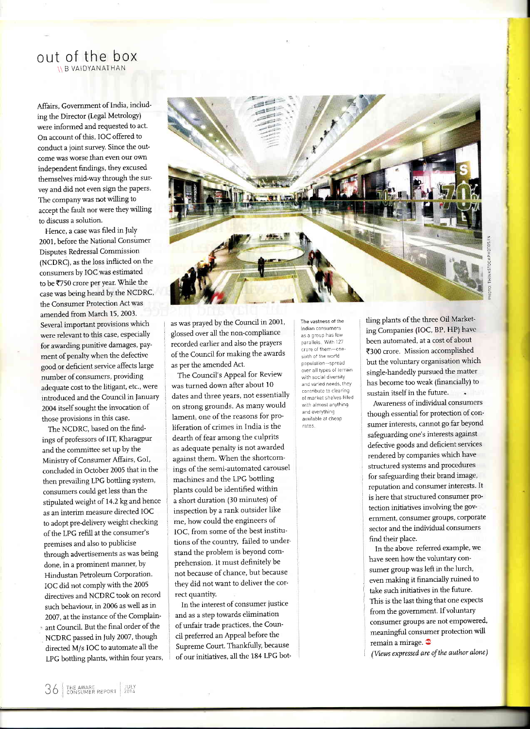Affairs, Government of India, including the Director (Legal Metrology) were informed and requested to act. On account of this, IOC offered to conduct a joint survey. Since the outcome was worse than even our own independent findings, they excused themselves mid-way through the survey and did not even sign the papers. The company was not willing to accept the fault nor were they willing to discuss a solution.

Hence, a case was filed in July 2001, before the National Consumer Disputes Redressal Commission (NCDRC), as the loss inflicted on the consumers by IOC was estimated to be ₹750 crore per year. While the case was being heard by the NCDRC, the Consumer Protection Act was amended from March 15, 2003. Several important provisions which were relevant to this case, especially for awarding punitive damages, payment of penalty when the defective good or deficient service affects large number of consumers, providing adequate cost to the litigant, etc., were introduced and the Council in January 2004 itself sought the invocation of those provisions in this case.

The NCDRC, based on the findings of professors of IIT, Kharagpur and the committee set up by the Ministry of Consumer Affairs, GoI, concluded in October 2005 that in the then prevailing LPG bottling system, consumers could get less than the stipulated weight of 14.2 kg and hence as an interim measure directed IOC to adopt pre-delivery weight checking of the LPG refill at the consumer's premises and also to publicise through advertisements as was being done, in a prominent manner, by Hindustan Petroleum Corporation. IOC did not comply with the 2005 directives and NCDRC took on record such behaviour, in 2006 as well as in 2007, at the instance of the Complainant Council. But the final order of the NCDRC passed in July 2007, though directed M/s IOC to automate all the LPG bottling plants, within four years, as was prayed by the Council in 2001, glossed over all the non-compliance recorded earlier and also the prayers of the Council for making the awards as per the amended Act.

The Council's Appeal for Review was turned down after about 10 dates and three years, not essentially on strong grounds. As many would lament, one of the reasons for proliferation of crimes in India is the dearth of fear among the culprits as adequate penalty is not awarded against them. When the shortcomings of the semi-automated carousel machines and the LPG bottling plants could be identified within a short duration (30 minutes) of inspection by a rank outsider like me, how could the engineers of IOC, from some of the best institutions of the country, failed to understand the problem is beyond comprehension. It must definitely be not because of chance, but because they did not want to deliver the correct quantity.

In the interest of consumer justice and as a step towards elimination of unfair trade practices, the Council preferred an Appeal before the Supreme Court. Thankfully, because of our initiatives, all the 184 LPG bottling plants of the three Oil Marketing Companies (IOC, BP, HP) have been automated, at a cost of about ₹300 crore. Mission accomplished but the voluntary organisation which single-handedly pursued the matter has become too weak (financially) to sustain itself in the future.

The vastness of the Indian consumers as a group has few parallels. With 127 crore of them—one-sixth of the world population—spread over all types of terrain with social diversity and varied needs, they contribute to clearing of market shelves filled with almost anything and everything available at cheap rates.

Awareness of individual consumers though essential for protection of consumer interests, cannot go far beyond safeguarding one's interests against defective goods and deficient services rendered by companies which have structured systems and procedures for safeguarding their brand image, reputation and consumer interests. It is here that structured consumer protection initiatives involving the government, consumer groups, corporate sector and the individual consumers find their place.

In the above referred example, we have seen how the voluntary consumer group was left in the lurch, even making it financially ruined to take such initiatives in the future. This is the last thing that one expects from the government. If voluntary consumer groups are not empowered, meaningful consumer protection will remain a mirage.

*(Views expressed are of the author alone)*